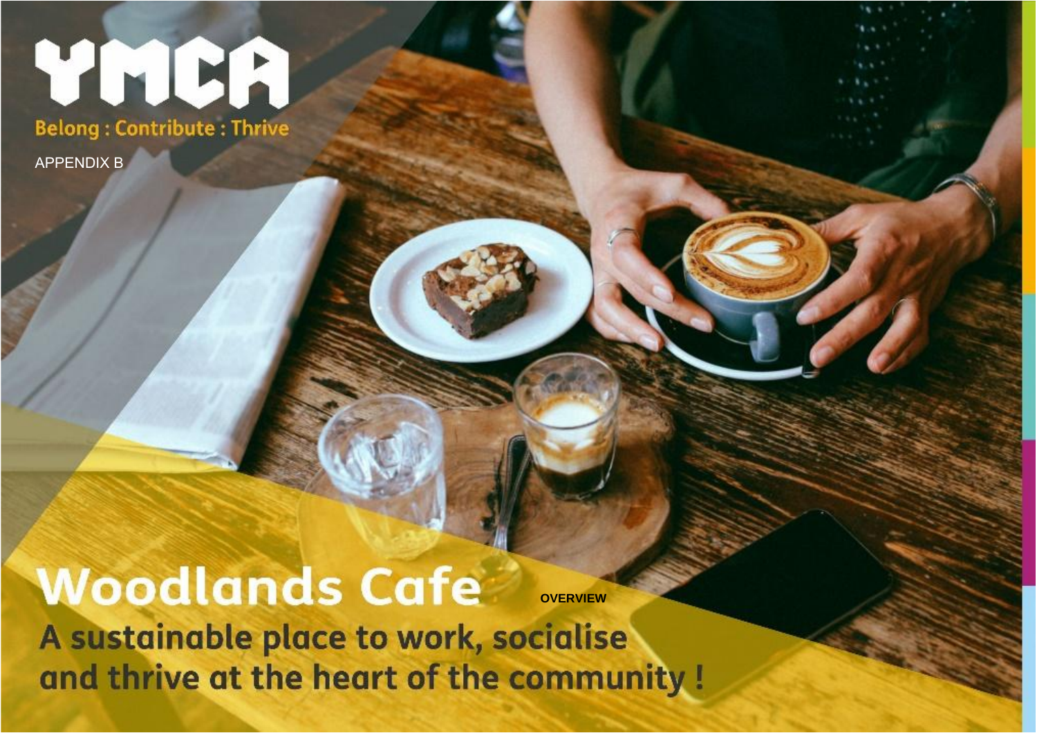YMCA

Belong : Contribute : Thrive

APPENDIX B

# Woodlands Cafe

**OVERVIEW**

## A sustainable place to work, socialise and thrive at the heart of the community !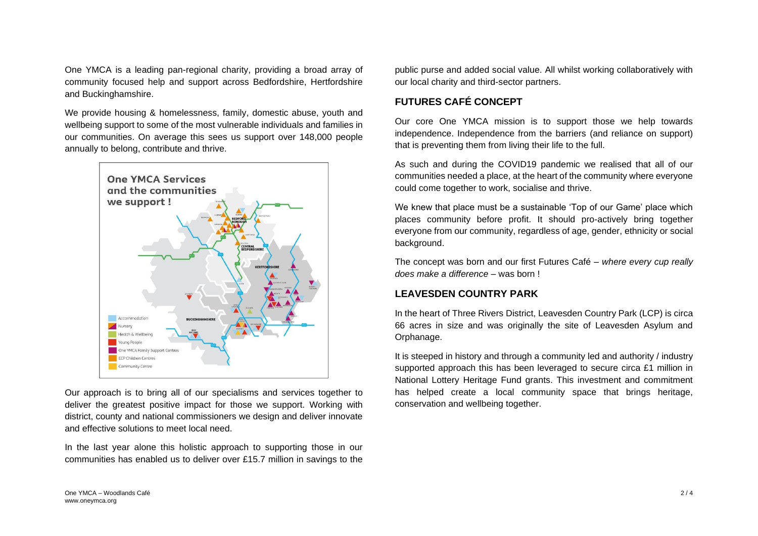One YMCA is a leading pan-regional charity, providing a broad array of community focused help and support across Bedfordshire, Hertfordshire and Buckinghamshire.

We provide housing & homelessness, family, domestic abuse, youth and wellbeing support to some of the most vulnerable individuals and families in our communities. On average this sees us support over 148,000 people annually to belong, contribute and thrive.

Our approach is to bring all of our specialisms and services together to deliver the greatest positive impact for those we support. Working with district, county and national commissioners we design and deliver innovate and effective solutions to meet local need.

In the last year alone this holistic approach to supporting those in our communities has enabled us to deliver over £15.7 million in savings to the public purse and added social value. All whilst working collaboratively with our local charity and third-sector partners.

## FUTURES CAFÉ CONCEPT

Our core One YMCA mission is to support those we help towards independence. Independence from the barriers (and reliance on support) that is preventing them from living their life to the full.

As such and during the COVID19 pandemic we realised that all of our communities needed a place, at the heart of the community where everyone could come together to work, socialise and thrive.

We knew that place must be a sustainable 'Top of our Game' place which places community before profit. It should pro-actively bring together everyone from our community, regardless of age, gender, ethnicity or social background.

The concept was born and our first Futures Café – *where every cup really does make a difference* – was born !

## LEAVESDEN COUNTRY PARK

In the heart of Three Rivers District, Leavesden Country Park (LCP) is circa 66 acres in size and was originally the site of Leavesden Asylum and Orphanage.

It is steeped in history and through a community led and authority / industry supported approach this has been leveraged to secure circa £1 million in National Lottery Heritage Fund grants. This investment and commitment has helped create a local community space that brings heritage, conservation and wellbeing together.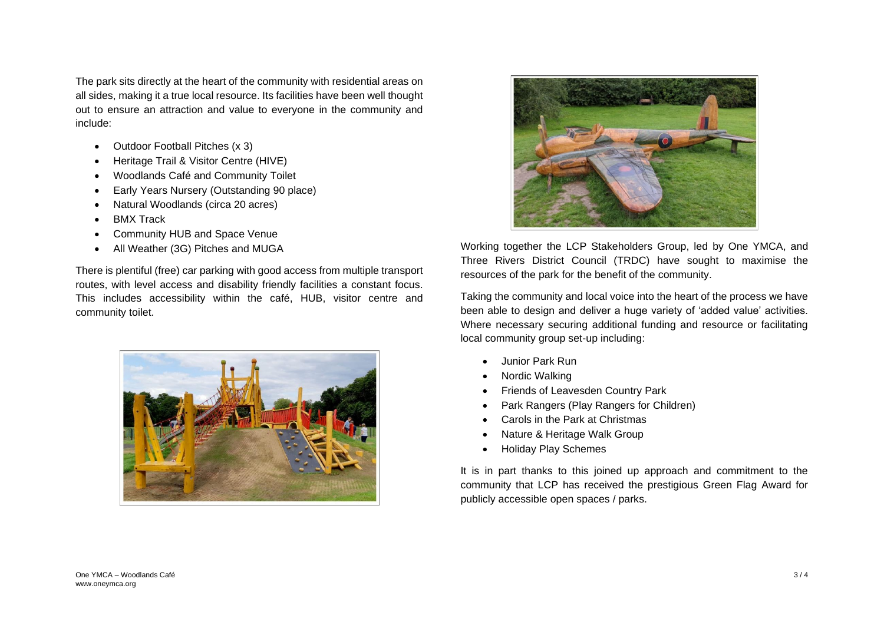The park sits directly at the heart of the community with residential areas on all sides, making it a true local resource. Its facilities have been well thought out to ensure an attraction and value to everyone in the community and include:

- Outdoor Football Pitches (x 3)
- Heritage Trail & Visitor Centre (HIVE)
- Woodlands Café and Community Toilet
- Early Years Nursery (Outstanding 90 place)
- Natural Woodlands (circa 20 acres)
- BMX Track
- Community HUB and Space Venue
- All Weather (3G) Pitches and MUGA

There is plentiful (free) car parking with good access from multiple transport routes, with level access and disability friendly facilities a constant focus. This includes accessibility within the café, HUB, visitor centre and community toilet.

Working together the LCP Stakeholders Group, led by One YMCA, and Three Rivers District Council (TRDC) have sought to maximise the resources of the park for the benefit of the community.

Taking the community and local voice into the heart of the process we have been able to design and deliver a huge variety of 'added value' activities. Where necessary securing additional funding and resource or facilitating local community group set-up including:

- Junior Park Run
- Nordic Walking
- Friends of Leavesden Country Park
- Park Rangers (Play Rangers for Children)
- Carols in the Park at Christmas
- Nature & Heritage Walk Group
- Holiday Play Schemes

It is in part thanks to this joined up approach and commitment to the community that LCP has received the prestigious Green Flag Award for publicly accessible open spaces / parks.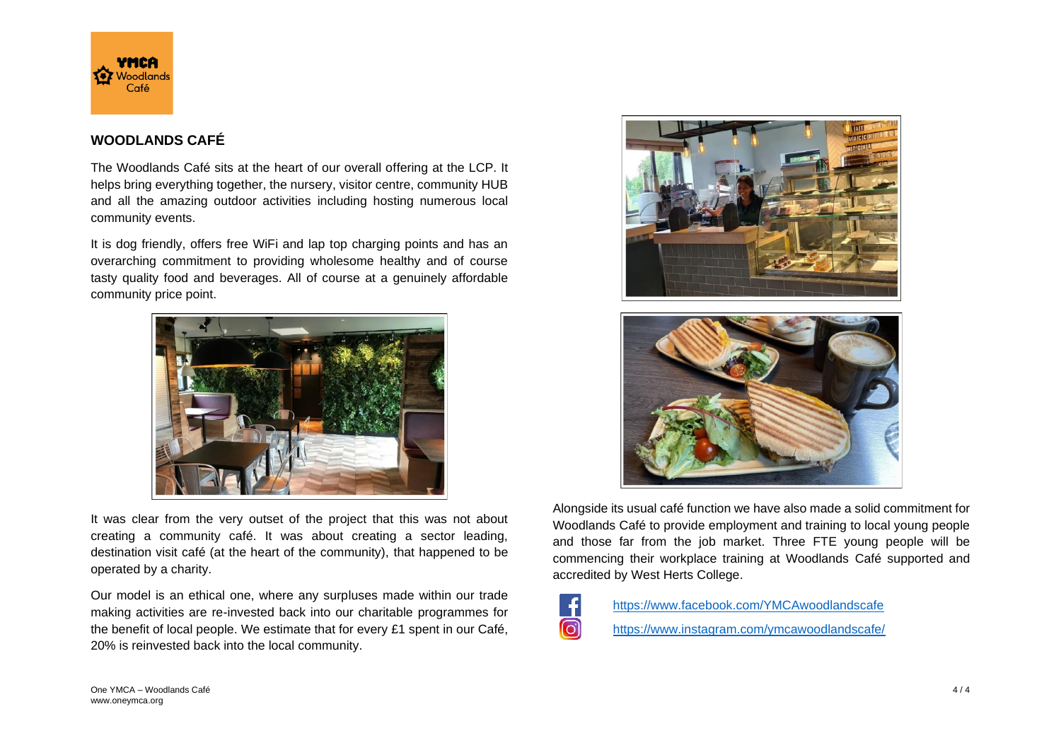# WOODLANDS CAFÉ

The Woodlands Café sits at the heart of our overall offering at the LCP. It helps bring everything together, the nursery, visitor centre, community HUB and all the amazing outdoor activities including hosting numerous local community events.

It is dog friendly, offers free WiFi and lap top charging points and has an overarching commitment to providing wholesome healthy and of course tasty quality food and beverages. All of course at a genuinely affordable community price point.

It was clear from the very outset of the project that this was not about creating a community café. It was about creating a sector leading, destination visit café (at the heart of the community), that happened to be operated by a charity.

Our model is an ethical one, where any surpluses made within our trade making activities are re-invested back into our charitable programmes for the benefit of local people. We estimate that for every £1 spent in our Café, 20% is reinvested back into the local community.

Alongside its usual café function we have also made a solid commitment for Woodlands Café to provide employment and training to local young people and those far from the job market. Three FTE young people will be commencing their workplace training at Woodlands Café supported and accredited by West Herts College.

https://www.facebook.com/YMCAwoodlandscafe

https://www.instagram.com/ymcawoodlandscafe/